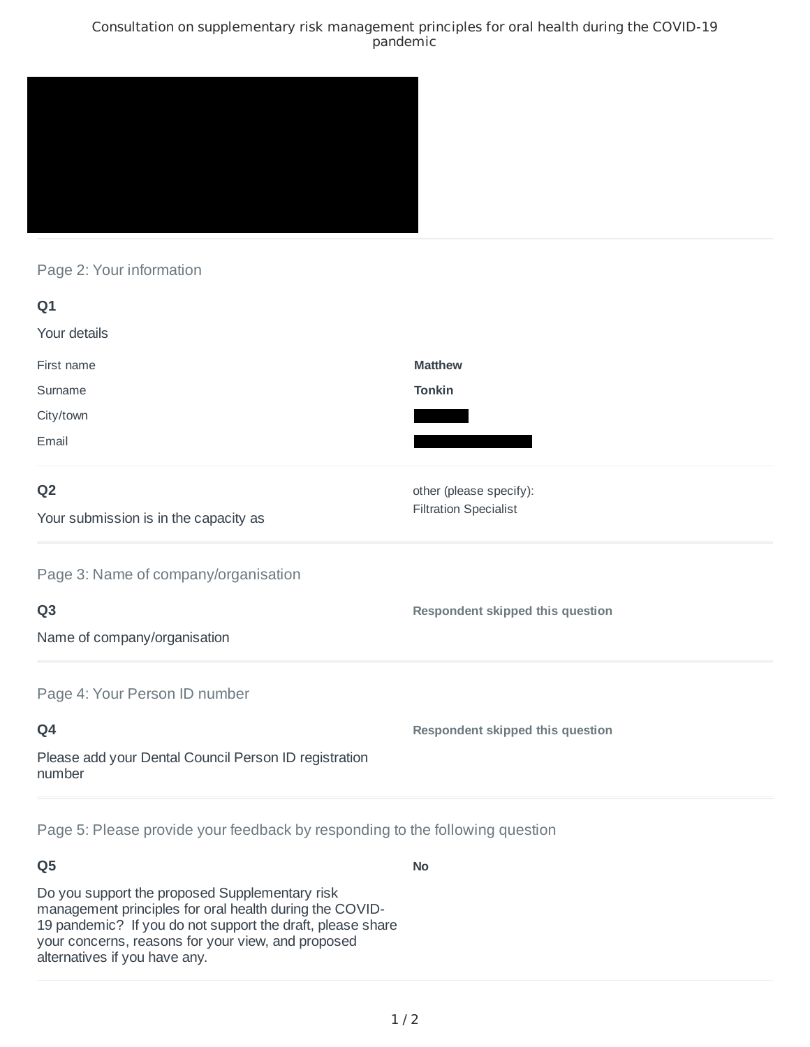Consultation on supplementary risk management principles for oral health during the COVID-19 pandemic

## Page 2: Your information

**Q1**

Your details

| | |
|---|---|
| First name | **Matthew** |
| Surname | **Tonkin** |
| City/town | |
| Email | |

**Q2**

Your submission is in the capacity as

other (please specify):
Filtration Specialist

## Page 3: Name of company/organisation

**Q3**

Name of company/organisation

**Respondent skipped this question**

## Page 4: Your Person ID number

**Q4**

Please add your Dental Council Person ID registration number

**Respondent skipped this question**

## Page 5: Please provide your feedback by responding to the following question

**Q5**

Do you support the proposed Supplementary risk management principles for oral health during the COVID-19 pandemic? If you do not support the draft, please share your concerns, reasons for your view, and proposed alternatives if you have any.

**No**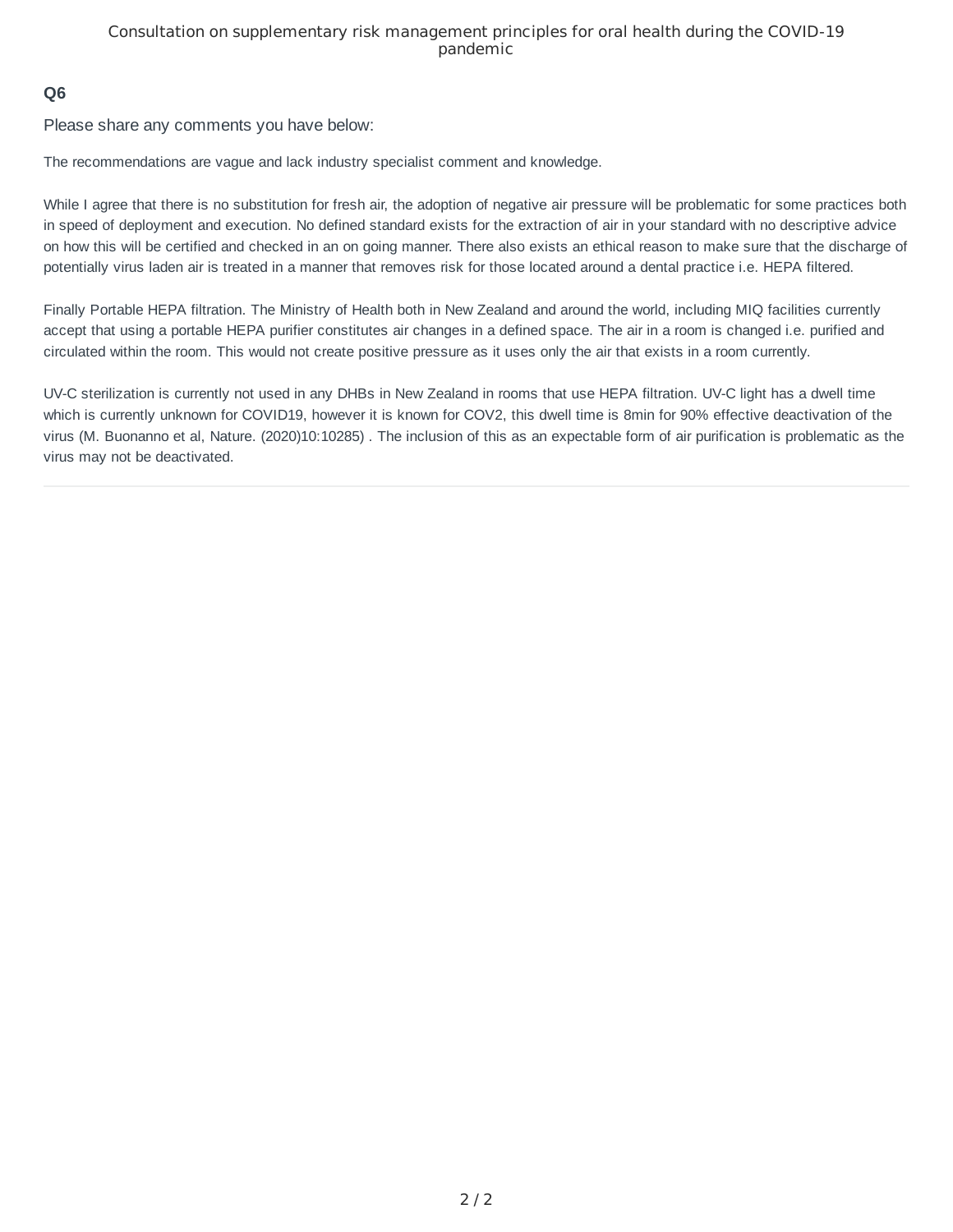**Q6**

Please share any comments you have below:

The recommendations are vague and lack industry specialist comment and knowledge.

While I agree that there is no substitution for fresh air, the adoption of negative air pressure will be problematic for some practices both in speed of deployment and execution. No defined standard exists for the extraction of air in your standard with no descriptive advice on how this will be certified and checked in an on going manner. There also exists an ethical reason to make sure that the discharge of potentially virus laden air is treated in a manner that removes risk for those located around a dental practice i.e. HEPA filtered.

Finally Portable HEPA filtration. The Ministry of Health both in New Zealand and around the world, including MIQ facilities currently accept that using a portable HEPA purifier constitutes air changes in a defined space. The air in a room is changed i.e. purified and circulated within the room. This would not create positive pressure as it uses only the air that exists in a room currently.

UV-C sterilization is currently not used in any DHBs in New Zealand in rooms that use HEPA filtration. UV-C light has a dwell time which is currently unknown for COVID19, however it is known for COV2, this dwell time is 8min for 90% effective deactivation of the virus (M. Buonanno et al, Nature. (2020)10:10285) . The inclusion of this as an expectable form of air purification is problematic as the virus may not be deactivated.